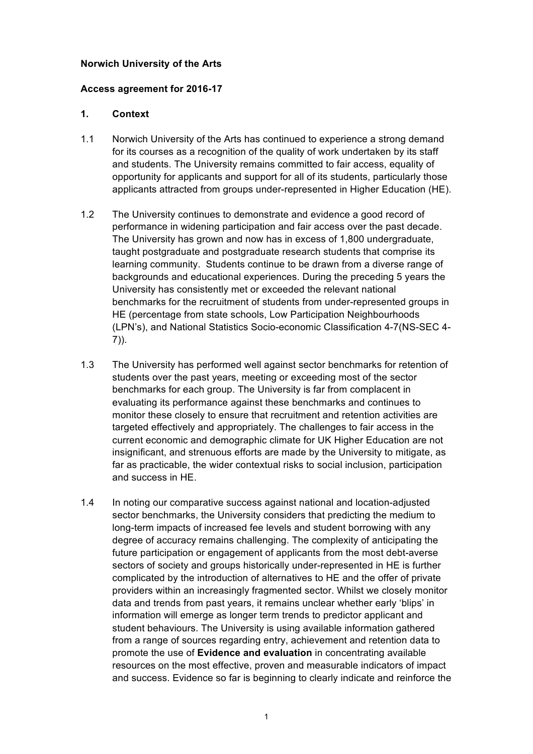**Norwich University of the Arts**

**Access agreement for 2016-17**

## 1. Context

1.1 Norwich University of the Arts has continued to experience a strong demand for its courses as a recognition of the quality of work undertaken by its staff and students. The University remains committed to fair access, equality of opportunity for applicants and support for all of its students, particularly those applicants attracted from groups under-represented in Higher Education (HE).

1.2 The University continues to demonstrate and evidence a good record of performance in widening participation and fair access over the past decade. The University has grown and now has in excess of 1,800 undergraduate, taught postgraduate and postgraduate research students that comprise its learning community. Students continue to be drawn from a diverse range of backgrounds and educational experiences. During the preceding 5 years the University has consistently met or exceeded the relevant national benchmarks for the recruitment of students from under-represented groups in HE (percentage from state schools, Low Participation Neighbourhoods (LPN's), and National Statistics Socio-economic Classification 4-7(NS-SEC 4-7)).

1.3 The University has performed well against sector benchmarks for retention of students over the past years, meeting or exceeding most of the sector benchmarks for each group. The University is far from complacent in evaluating its performance against these benchmarks and continues to monitor these closely to ensure that recruitment and retention activities are targeted effectively and appropriately. The challenges to fair access in the current economic and demographic climate for UK Higher Education are not insignificant, and strenuous efforts are made by the University to mitigate, as far as practicable, the wider contextual risks to social inclusion, participation and success in HE.

1.4 In noting our comparative success against national and location-adjusted sector benchmarks, the University considers that predicting the medium to long-term impacts of increased fee levels and student borrowing with any degree of accuracy remains challenging. The complexity of anticipating the future participation or engagement of applicants from the most debt-averse sectors of society and groups historically under-represented in HE is further complicated by the introduction of alternatives to HE and the offer of private providers within an increasingly fragmented sector. Whilst we closely monitor data and trends from past years, it remains unclear whether early 'blips' in information will emerge as longer term trends to predictor applicant and student behaviours. The University is using available information gathered from a range of sources regarding entry, achievement and retention data to promote the use of **Evidence and evaluation** in concentrating available resources on the most effective, proven and measurable indicators of impact and success. Evidence so far is beginning to clearly indicate and reinforce the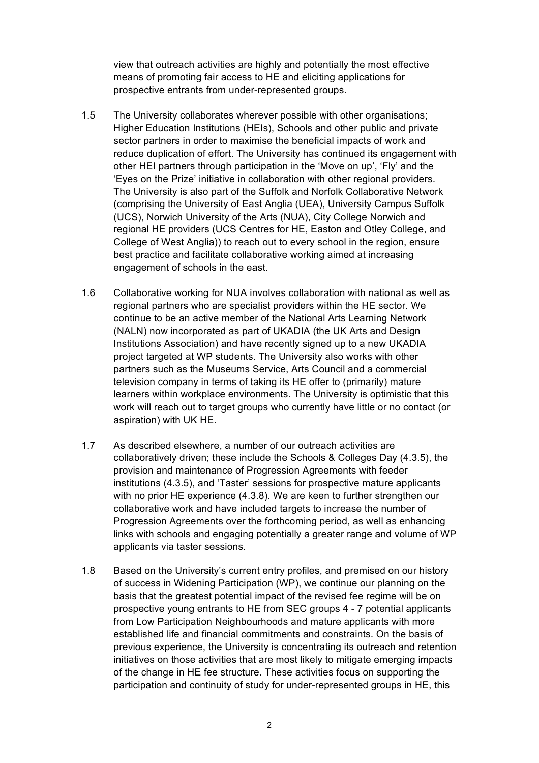view that outreach activities are highly and potentially the most effective means of promoting fair access to HE and eliciting applications for prospective entrants from under-represented groups.

1.5 The University collaborates wherever possible with other organisations; Higher Education Institutions (HEIs), Schools and other public and private sector partners in order to maximise the beneficial impacts of work and reduce duplication of effort. The University has continued its engagement with other HEI partners through participation in the 'Move on up', 'Fly' and the 'Eyes on the Prize' initiative in collaboration with other regional providers. The University is also part of the Suffolk and Norfolk Collaborative Network (comprising the University of East Anglia (UEA), University Campus Suffolk (UCS), Norwich University of the Arts (NUA), City College Norwich and regional HE providers (UCS Centres for HE, Easton and Otley College, and College of West Anglia)) to reach out to every school in the region, ensure best practice and facilitate collaborative working aimed at increasing engagement of schools in the east.

1.6 Collaborative working for NUA involves collaboration with national as well as regional partners who are specialist providers within the HE sector. We continue to be an active member of the National Arts Learning Network (NALN) now incorporated as part of UKADIA (the UK Arts and Design Institutions Association) and have recently signed up to a new UKADIA project targeted at WP students. The University also works with other partners such as the Museums Service, Arts Council and a commercial television company in terms of taking its HE offer to (primarily) mature learners within workplace environments. The University is optimistic that this work will reach out to target groups who currently have little or no contact (or aspiration) with UK HE.

1.7 As described elsewhere, a number of our outreach activities are collaboratively driven; these include the Schools & Colleges Day (4.3.5), the provision and maintenance of Progression Agreements with feeder institutions (4.3.5), and 'Taster' sessions for prospective mature applicants with no prior HE experience (4.3.8). We are keen to further strengthen our collaborative work and have included targets to increase the number of Progression Agreements over the forthcoming period, as well as enhancing links with schools and engaging potentially a greater range and volume of WP applicants via taster sessions.

1.8 Based on the University's current entry profiles, and premised on our history of success in Widening Participation (WP), we continue our planning on the basis that the greatest potential impact of the revised fee regime will be on prospective young entrants to HE from SEC groups 4 - 7 potential applicants from Low Participation Neighbourhoods and mature applicants with more established life and financial commitments and constraints. On the basis of previous experience, the University is concentrating its outreach and retention initiatives on those activities that are most likely to mitigate emerging impacts of the change in HE fee structure. These activities focus on supporting the participation and continuity of study for under-represented groups in HE, this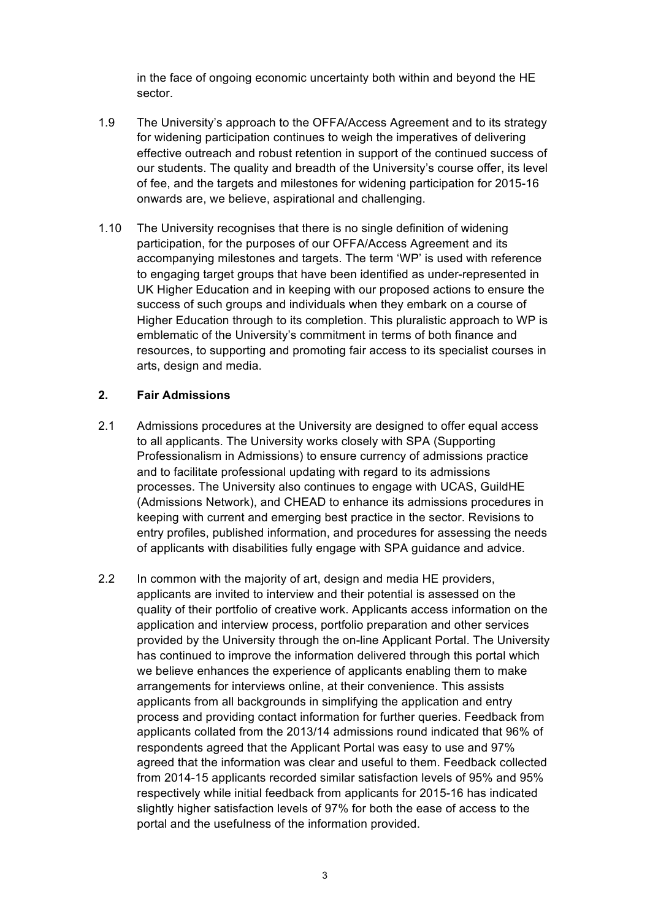in the face of ongoing economic uncertainty both within and beyond the HE sector.

1.9 The University's approach to the OFFA/Access Agreement and to its strategy for widening participation continues to weigh the imperatives of delivering effective outreach and robust retention in support of the continued success of our students. The quality and breadth of the University's course offer, its level of fee, and the targets and milestones for widening participation for 2015-16 onwards are, we believe, aspirational and challenging.

1.10 The University recognises that there is no single definition of widening participation, for the purposes of our OFFA/Access Agreement and its accompanying milestones and targets. The term 'WP' is used with reference to engaging target groups that have been identified as under-represented in UK Higher Education and in keeping with our proposed actions to ensure the success of such groups and individuals when they embark on a course of Higher Education through to its completion. This pluralistic approach to WP is emblematic of the University's commitment in terms of both finance and resources, to supporting and promoting fair access to its specialist courses in arts, design and media.

## 2. Fair Admissions

2.1 Admissions procedures at the University are designed to offer equal access to all applicants. The University works closely with SPA (Supporting Professionalism in Admissions) to ensure currency of admissions practice and to facilitate professional updating with regard to its admissions processes. The University also continues to engage with UCAS, GuildHE (Admissions Network), and CHEAD to enhance its admissions procedures in keeping with current and emerging best practice in the sector. Revisions to entry profiles, published information, and procedures for assessing the needs of applicants with disabilities fully engage with SPA guidance and advice.

2.2 In common with the majority of art, design and media HE providers, applicants are invited to interview and their potential is assessed on the quality of their portfolio of creative work. Applicants access information on the application and interview process, portfolio preparation and other services provided by the University through the on-line Applicant Portal. The University has continued to improve the information delivered through this portal which we believe enhances the experience of applicants enabling them to make arrangements for interviews online, at their convenience. This assists applicants from all backgrounds in simplifying the application and entry process and providing contact information for further queries. Feedback from applicants collated from the 2013/14 admissions round indicated that 96% of respondents agreed that the Applicant Portal was easy to use and 97% agreed that the information was clear and useful to them. Feedback collected from 2014-15 applicants recorded similar satisfaction levels of 95% and 95% respectively while initial feedback from applicants for 2015-16 has indicated slightly higher satisfaction levels of 97% for both the ease of access to the portal and the usefulness of the information provided.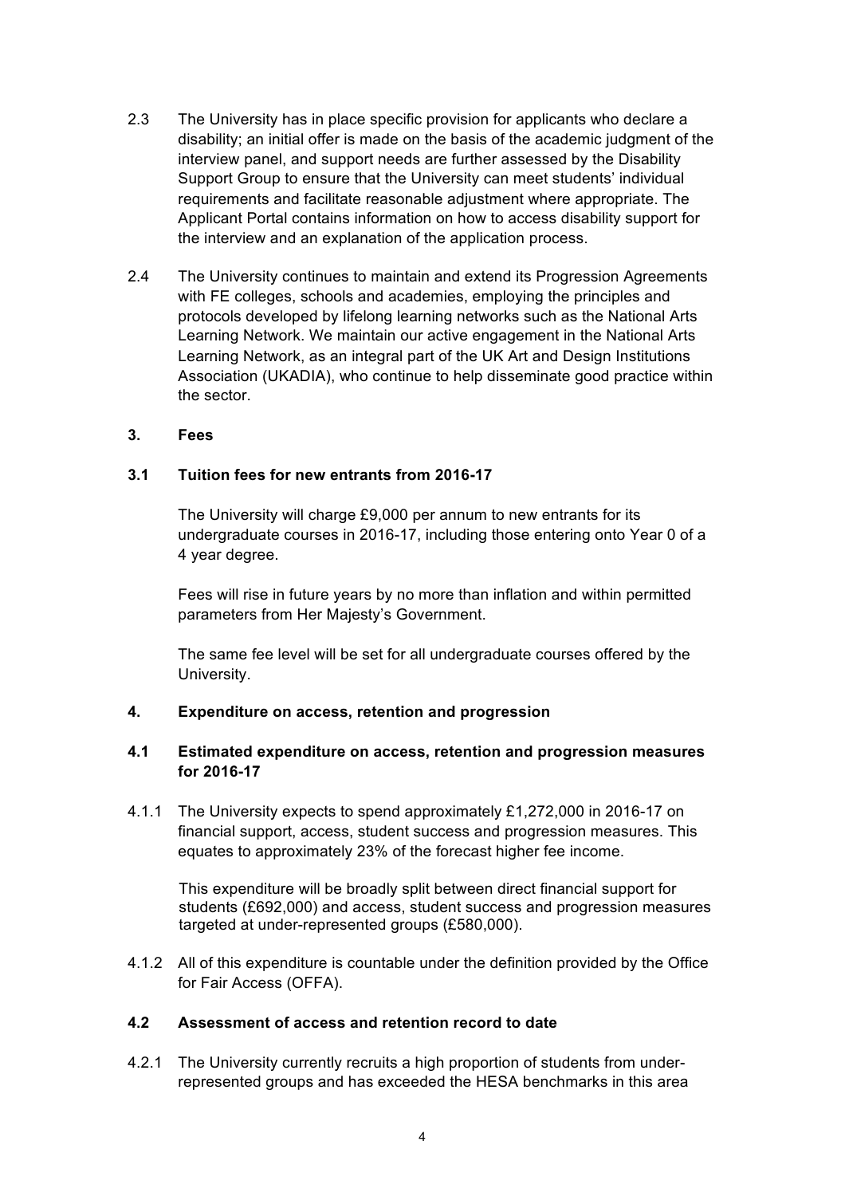2.3 The University has in place specific provision for applicants who declare a disability; an initial offer is made on the basis of the academic judgment of the interview panel, and support needs are further assessed by the Disability Support Group to ensure that the University can meet students' individual requirements and facilitate reasonable adjustment where appropriate. The Applicant Portal contains information on how to access disability support for the interview and an explanation of the application process.

2.4 The University continues to maintain and extend its Progression Agreements with FE colleges, schools and academies, employing the principles and protocols developed by lifelong learning networks such as the National Arts Learning Network. We maintain our active engagement in the National Arts Learning Network, as an integral part of the UK Art and Design Institutions Association (UKADIA), who continue to help disseminate good practice within the sector.

## 3. Fees

### 3.1 Tuition fees for new entrants from 2016-17

The University will charge £9,000 per annum to new entrants for its undergraduate courses in 2016-17, including those entering onto Year 0 of a 4 year degree.

Fees will rise in future years by no more than inflation and within permitted parameters from Her Majesty's Government.

The same fee level will be set for all undergraduate courses offered by the University.

## 4. Expenditure on access, retention and progression

### 4.1 Estimated expenditure on access, retention and progression measures for 2016-17

4.1.1 The University expects to spend approximately £1,272,000 in 2016-17 on financial support, access, student success and progression measures. This equates to approximately 23% of the forecast higher fee income.

This expenditure will be broadly split between direct financial support for students (£692,000) and access, student success and progression measures targeted at under-represented groups (£580,000).

4.1.2 All of this expenditure is countable under the definition provided by the Office for Fair Access (OFFA).

### 4.2 Assessment of access and retention record to date

4.2.1 The University currently recruits a high proportion of students from under-represented groups and has exceeded the HESA benchmarks in this area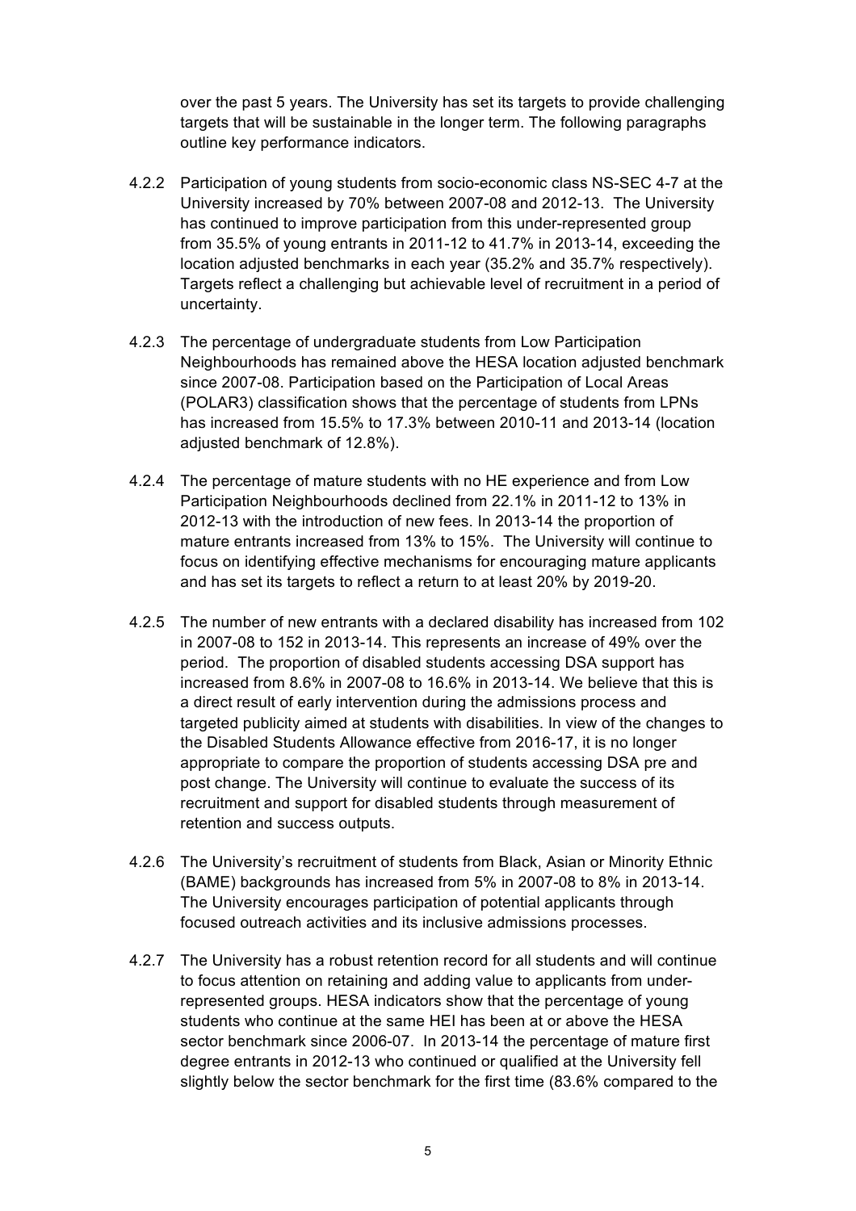over the past 5 years. The University has set its targets to provide challenging targets that will be sustainable in the longer term. The following paragraphs outline key performance indicators.

4.2.2 Participation of young students from socio-economic class NS-SEC 4-7 at the University increased by 70% between 2007-08 and 2012-13. The University has continued to improve participation from this under-represented group from 35.5% of young entrants in 2011-12 to 41.7% in 2013-14, exceeding the location adjusted benchmarks in each year (35.2% and 35.7% respectively). Targets reflect a challenging but achievable level of recruitment in a period of uncertainty.

4.2.3 The percentage of undergraduate students from Low Participation Neighbourhoods has remained above the HESA location adjusted benchmark since 2007-08. Participation based on the Participation of Local Areas (POLAR3) classification shows that the percentage of students from LPNs has increased from 15.5% to 17.3% between 2010-11 and 2013-14 (location adjusted benchmark of 12.8%).

4.2.4 The percentage of mature students with no HE experience and from Low Participation Neighbourhoods declined from 22.1% in 2011-12 to 13% in 2012-13 with the introduction of new fees. In 2013-14 the proportion of mature entrants increased from 13% to 15%. The University will continue to focus on identifying effective mechanisms for encouraging mature applicants and has set its targets to reflect a return to at least 20% by 2019-20.

4.2.5 The number of new entrants with a declared disability has increased from 102 in 2007-08 to 152 in 2013-14. This represents an increase of 49% over the period. The proportion of disabled students accessing DSA support has increased from 8.6% in 2007-08 to 16.6% in 2013-14. We believe that this is a direct result of early intervention during the admissions process and targeted publicity aimed at students with disabilities. In view of the changes to the Disabled Students Allowance effective from 2016-17, it is no longer appropriate to compare the proportion of students accessing DSA pre and post change. The University will continue to evaluate the success of its recruitment and support for disabled students through measurement of retention and success outputs.

4.2.6 The University's recruitment of students from Black, Asian or Minority Ethnic (BAME) backgrounds has increased from 5% in 2007-08 to 8% in 2013-14. The University encourages participation of potential applicants through focused outreach activities and its inclusive admissions processes.

4.2.7 The University has a robust retention record for all students and will continue to focus attention on retaining and adding value to applicants from under-represented groups. HESA indicators show that the percentage of young students who continue at the same HEI has been at or above the HESA sector benchmark since 2006-07. In 2013-14 the percentage of mature first degree entrants in 2012-13 who continued or qualified at the University fell slightly below the sector benchmark for the first time (83.6% compared to the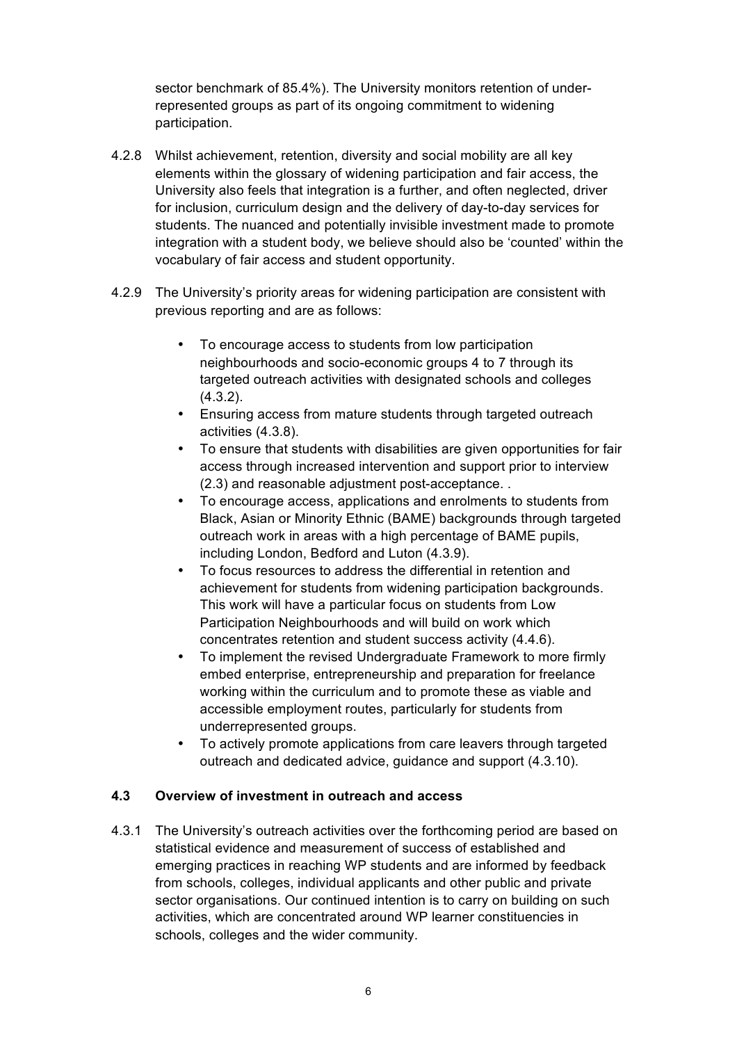sector benchmark of 85.4%). The University monitors retention of under-represented groups as part of its ongoing commitment to widening participation.

4.2.8 Whilst achievement, retention, diversity and social mobility are all key elements within the glossary of widening participation and fair access, the University also feels that integration is a further, and often neglected, driver for inclusion, curriculum design and the delivery of day-to-day services for students. The nuanced and potentially invisible investment made to promote integration with a student body, we believe should also be 'counted' within the vocabulary of fair access and student opportunity.

4.2.9 The University's priority areas for widening participation are consistent with previous reporting and are as follows:

- To encourage access to students from low participation neighbourhoods and socio-economic groups 4 to 7 through its targeted outreach activities with designated schools and colleges (4.3.2).
- Ensuring access from mature students through targeted outreach activities (4.3.8).
- To ensure that students with disabilities are given opportunities for fair access through increased intervention and support prior to interview (2.3) and reasonable adjustment post-acceptance. .
- To encourage access, applications and enrolments to students from Black, Asian or Minority Ethnic (BAME) backgrounds through targeted outreach work in areas with a high percentage of BAME pupils, including London, Bedford and Luton (4.3.9).
- To focus resources to address the differential in retention and achievement for students from widening participation backgrounds. This work will have a particular focus on students from Low Participation Neighbourhoods and will build on work which concentrates retention and student success activity (4.4.6).
- To implement the revised Undergraduate Framework to more firmly embed enterprise, entrepreneurship and preparation for freelance working within the curriculum and to promote these as viable and accessible employment routes, particularly for students from underrepresented groups.
- To actively promote applications from care leavers through targeted outreach and dedicated advice, guidance and support (4.3.10).

### 4.3 Overview of investment in outreach and access

4.3.1 The University's outreach activities over the forthcoming period are based on statistical evidence and measurement of success of established and emerging practices in reaching WP students and are informed by feedback from schools, colleges, individual applicants and other public and private sector organisations. Our continued intention is to carry on building on such activities, which are concentrated around WP learner constituencies in schools, colleges and the wider community.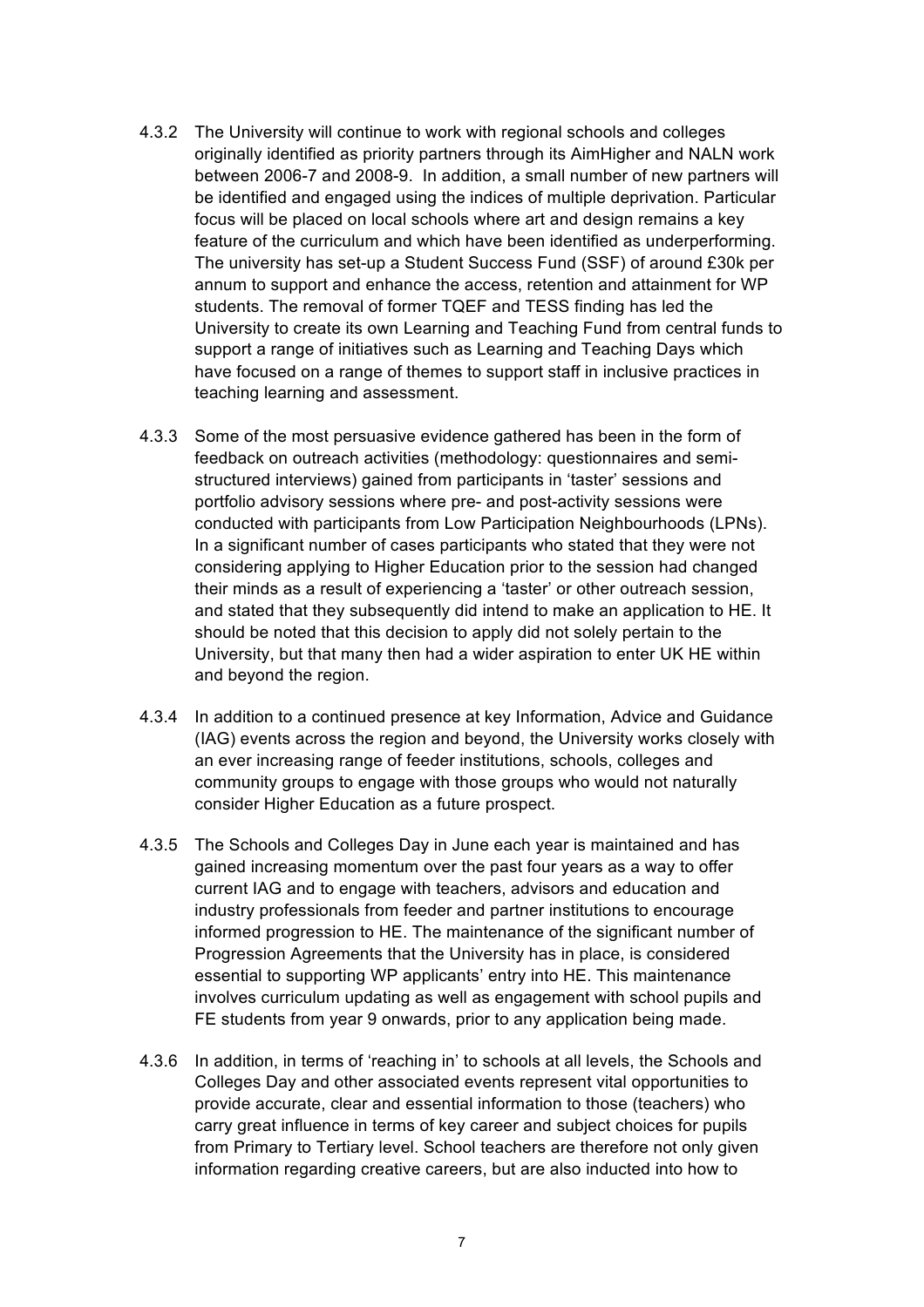4.3.2 The University will continue to work with regional schools and colleges originally identified as priority partners through its AimHigher and NALN work between 2006-7 and 2008-9. In addition, a small number of new partners will be identified and engaged using the indices of multiple deprivation. Particular focus will be placed on local schools where art and design remains a key feature of the curriculum and which have been identified as underperforming. The university has set-up a Student Success Fund (SSF) of around £30k per annum to support and enhance the access, retention and attainment for WP students. The removal of former TQEF and TESS finding has led the University to create its own Learning and Teaching Fund from central funds to support a range of initiatives such as Learning and Teaching Days which have focused on a range of themes to support staff in inclusive practices in teaching learning and assessment.

4.3.3 Some of the most persuasive evidence gathered has been in the form of feedback on outreach activities (methodology: questionnaires and semi-structured interviews) gained from participants in 'taster' sessions and portfolio advisory sessions where pre- and post-activity sessions were conducted with participants from Low Participation Neighbourhoods (LPNs). In a significant number of cases participants who stated that they were not considering applying to Higher Education prior to the session had changed their minds as a result of experiencing a 'taster' or other outreach session, and stated that they subsequently did intend to make an application to HE. It should be noted that this decision to apply did not solely pertain to the University, but that many then had a wider aspiration to enter UK HE within and beyond the region.

4.3.4 In addition to a continued presence at key Information, Advice and Guidance (IAG) events across the region and beyond, the University works closely with an ever increasing range of feeder institutions, schools, colleges and community groups to engage with those groups who would not naturally consider Higher Education as a future prospect.

4.3.5 The Schools and Colleges Day in June each year is maintained and has gained increasing momentum over the past four years as a way to offer current IAG and to engage with teachers, advisors and education and industry professionals from feeder and partner institutions to encourage informed progression to HE. The maintenance of the significant number of Progression Agreements that the University has in place, is considered essential to supporting WP applicants' entry into HE. This maintenance involves curriculum updating as well as engagement with school pupils and FE students from year 9 onwards, prior to any application being made.

4.3.6 In addition, in terms of 'reaching in' to schools at all levels, the Schools and Colleges Day and other associated events represent vital opportunities to provide accurate, clear and essential information to those (teachers) who carry great influence in terms of key career and subject choices for pupils from Primary to Tertiary level. School teachers are therefore not only given information regarding creative careers, but are also inducted into how to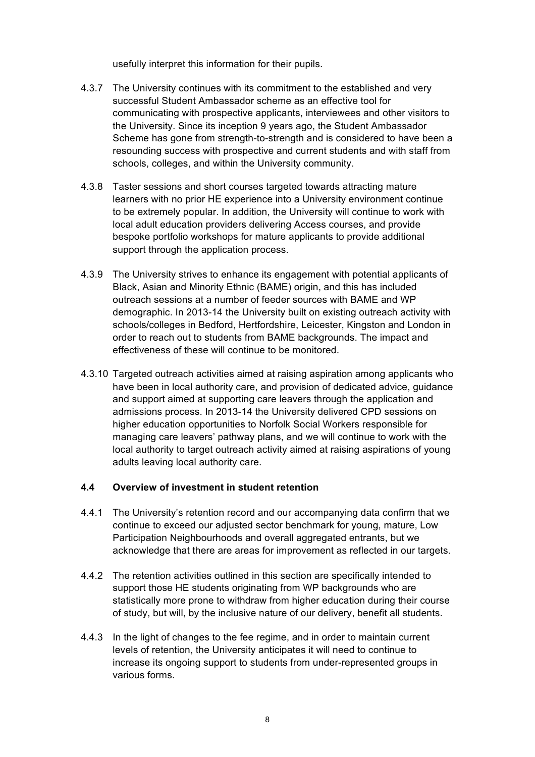usefully interpret this information for their pupils.

4.3.7 The University continues with its commitment to the established and very successful Student Ambassador scheme as an effective tool for communicating with prospective applicants, interviewees and other visitors to the University. Since its inception 9 years ago, the Student Ambassador Scheme has gone from strength-to-strength and is considered to have been a resounding success with prospective and current students and with staff from schools, colleges, and within the University community.

4.3.8 Taster sessions and short courses targeted towards attracting mature learners with no prior HE experience into a University environment continue to be extremely popular. In addition, the University will continue to work with local adult education providers delivering Access courses, and provide bespoke portfolio workshops for mature applicants to provide additional support through the application process.

4.3.9 The University strives to enhance its engagement with potential applicants of Black, Asian and Minority Ethnic (BAME) origin, and this has included outreach sessions at a number of feeder sources with BAME and WP demographic. In 2013-14 the University built on existing outreach activity with schools/colleges in Bedford, Hertfordshire, Leicester, Kingston and London in order to reach out to students from BAME backgrounds. The impact and effectiveness of these will continue to be monitored.

4.3.10 Targeted outreach activities aimed at raising aspiration among applicants who have been in local authority care, and provision of dedicated advice, guidance and support aimed at supporting care leavers through the application and admissions process. In 2013-14 the University delivered CPD sessions on higher education opportunities to Norfolk Social Workers responsible for managing care leavers' pathway plans, and we will continue to work with the local authority to target outreach activity aimed at raising aspirations of young adults leaving local authority care.

### 4.4 Overview of investment in student retention

4.4.1 The University's retention record and our accompanying data confirm that we continue to exceed our adjusted sector benchmark for young, mature, Low Participation Neighbourhoods and overall aggregated entrants, but we acknowledge that there are areas for improvement as reflected in our targets.

4.4.2 The retention activities outlined in this section are specifically intended to support those HE students originating from WP backgrounds who are statistically more prone to withdraw from higher education during their course of study, but will, by the inclusive nature of our delivery, benefit all students.

4.4.3 In the light of changes to the fee regime, and in order to maintain current levels of retention, the University anticipates it will need to continue to increase its ongoing support to students from under-represented groups in various forms.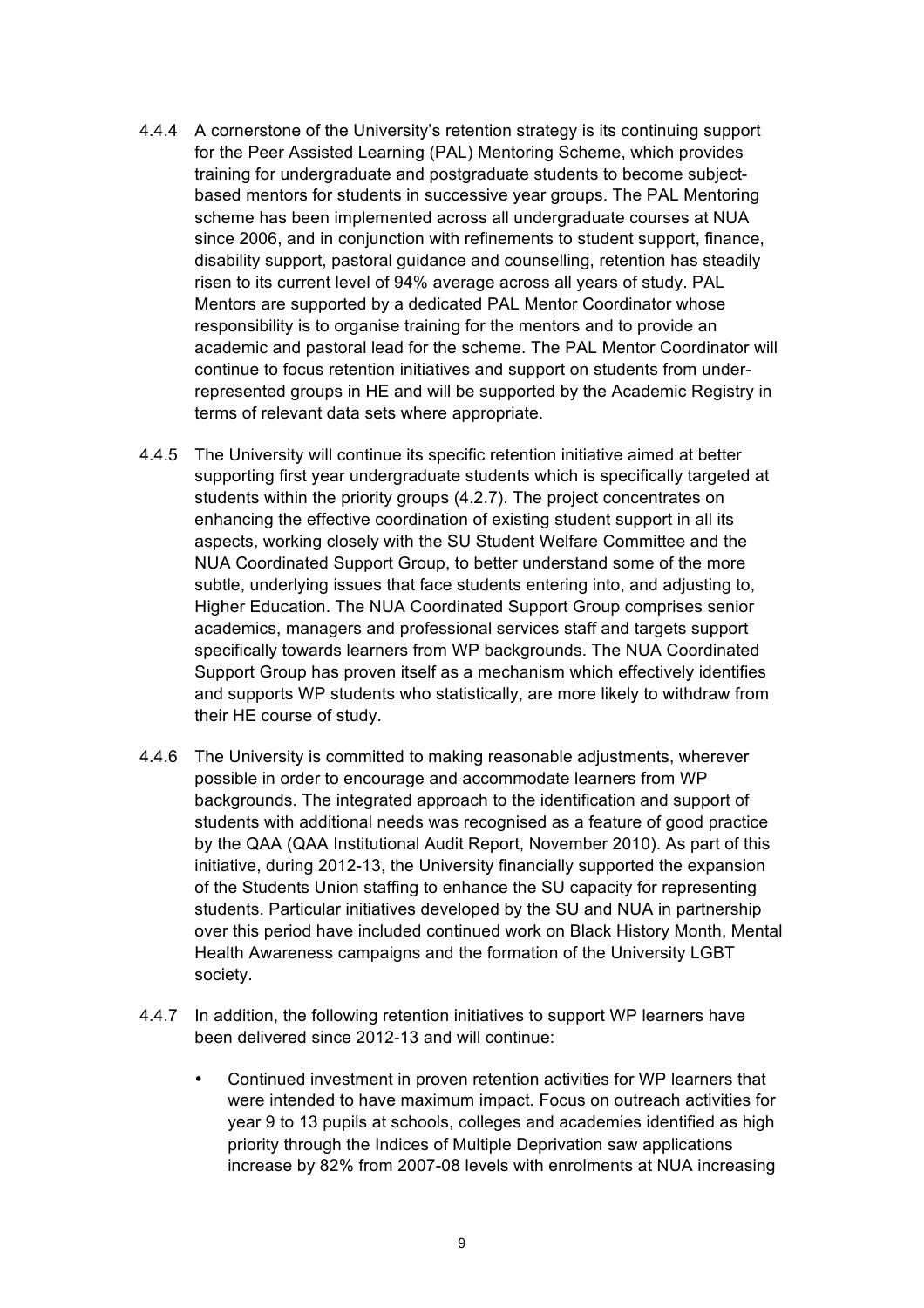4.4.4 A cornerstone of the University's retention strategy is its continuing support for the Peer Assisted Learning (PAL) Mentoring Scheme, which provides training for undergraduate and postgraduate students to become subject-based mentors for students in successive year groups. The PAL Mentoring scheme has been implemented across all undergraduate courses at NUA since 2006, and in conjunction with refinements to student support, finance, disability support, pastoral guidance and counselling, retention has steadily risen to its current level of 94% average across all years of study. PAL Mentors are supported by a dedicated PAL Mentor Coordinator whose responsibility is to organise training for the mentors and to provide an academic and pastoral lead for the scheme. The PAL Mentor Coordinator will continue to focus retention initiatives and support on students from under-represented groups in HE and will be supported by the Academic Registry in terms of relevant data sets where appropriate.

4.4.5 The University will continue its specific retention initiative aimed at better supporting first year undergraduate students which is specifically targeted at students within the priority groups (4.2.7). The project concentrates on enhancing the effective coordination of existing student support in all its aspects, working closely with the SU Student Welfare Committee and the NUA Coordinated Support Group, to better understand some of the more subtle, underlying issues that face students entering into, and adjusting to, Higher Education. The NUA Coordinated Support Group comprises senior academics, managers and professional services staff and targets support specifically towards learners from WP backgrounds. The NUA Coordinated Support Group has proven itself as a mechanism which effectively identifies and supports WP students who statistically, are more likely to withdraw from their HE course of study.

4.4.6 The University is committed to making reasonable adjustments, wherever possible in order to encourage and accommodate learners from WP backgrounds. The integrated approach to the identification and support of students with additional needs was recognised as a feature of good practice by the QAA (QAA Institutional Audit Report, November 2010). As part of this initiative, during 2012-13, the University financially supported the expansion of the Students Union staffing to enhance the SU capacity for representing students. Particular initiatives developed by the SU and NUA in partnership over this period have included continued work on Black History Month, Mental Health Awareness campaigns and the formation of the University LGBT society.

4.4.7 In addition, the following retention initiatives to support WP learners have been delivered since 2012-13 and will continue:

- Continued investment in proven retention activities for WP learners that were intended to have maximum impact. Focus on outreach activities for year 9 to 13 pupils at schools, colleges and academies identified as high priority through the Indices of Multiple Deprivation saw applications increase by 82% from 2007-08 levels with enrolments at NUA increasing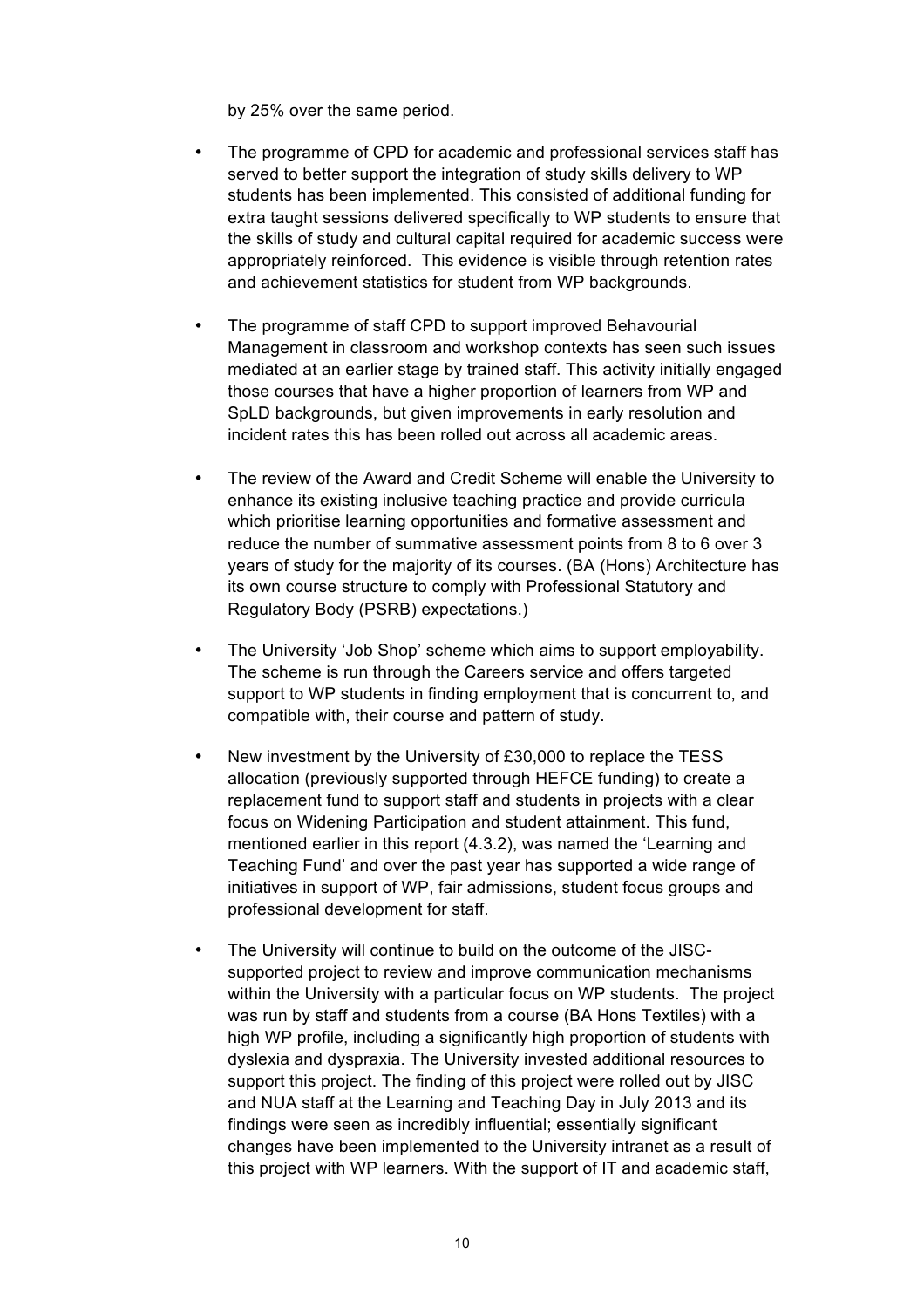by 25% over the same period.

- The programme of CPD for academic and professional services staff has served to better support the integration of study skills delivery to WP students has been implemented. This consisted of additional funding for extra taught sessions delivered specifically to WP students to ensure that the skills of study and cultural capital required for academic success were appropriately reinforced. This evidence is visible through retention rates and achievement statistics for student from WP backgrounds.

- The programme of staff CPD to support improved Behavourial Management in classroom and workshop contexts has seen such issues mediated at an earlier stage by trained staff. This activity initially engaged those courses that have a higher proportion of learners from WP and SpLD backgrounds, but given improvements in early resolution and incident rates this has been rolled out across all academic areas.

- The review of the Award and Credit Scheme will enable the University to enhance its existing inclusive teaching practice and provide curricula which prioritise learning opportunities and formative assessment and reduce the number of summative assessment points from 8 to 6 over 3 years of study for the majority of its courses. (BA (Hons) Architecture has its own course structure to comply with Professional Statutory and Regulatory Body (PSRB) expectations.)

- The University 'Job Shop' scheme which aims to support employability. The scheme is run through the Careers service and offers targeted support to WP students in finding employment that is concurrent to, and compatible with, their course and pattern of study.

- New investment by the University of £30,000 to replace the TESS allocation (previously supported through HEFCE funding) to create a replacement fund to support staff and students in projects with a clear focus on Widening Participation and student attainment. This fund, mentioned earlier in this report (4.3.2), was named the 'Learning and Teaching Fund' and over the past year has supported a wide range of initiatives in support of WP, fair admissions, student focus groups and professional development for staff.

- The University will continue to build on the outcome of the JISC-supported project to review and improve communication mechanisms within the University with a particular focus on WP students. The project was run by staff and students from a course (BA Hons Textiles) with a high WP profile, including a significantly high proportion of students with dyslexia and dyspraxia. The University invested additional resources to support this project. The finding of this project were rolled out by JISC and NUA staff at the Learning and Teaching Day in July 2013 and its findings were seen as incredibly influential; essentially significant changes have been implemented to the University intranet as a result of this project with WP learners. With the support of IT and academic staff,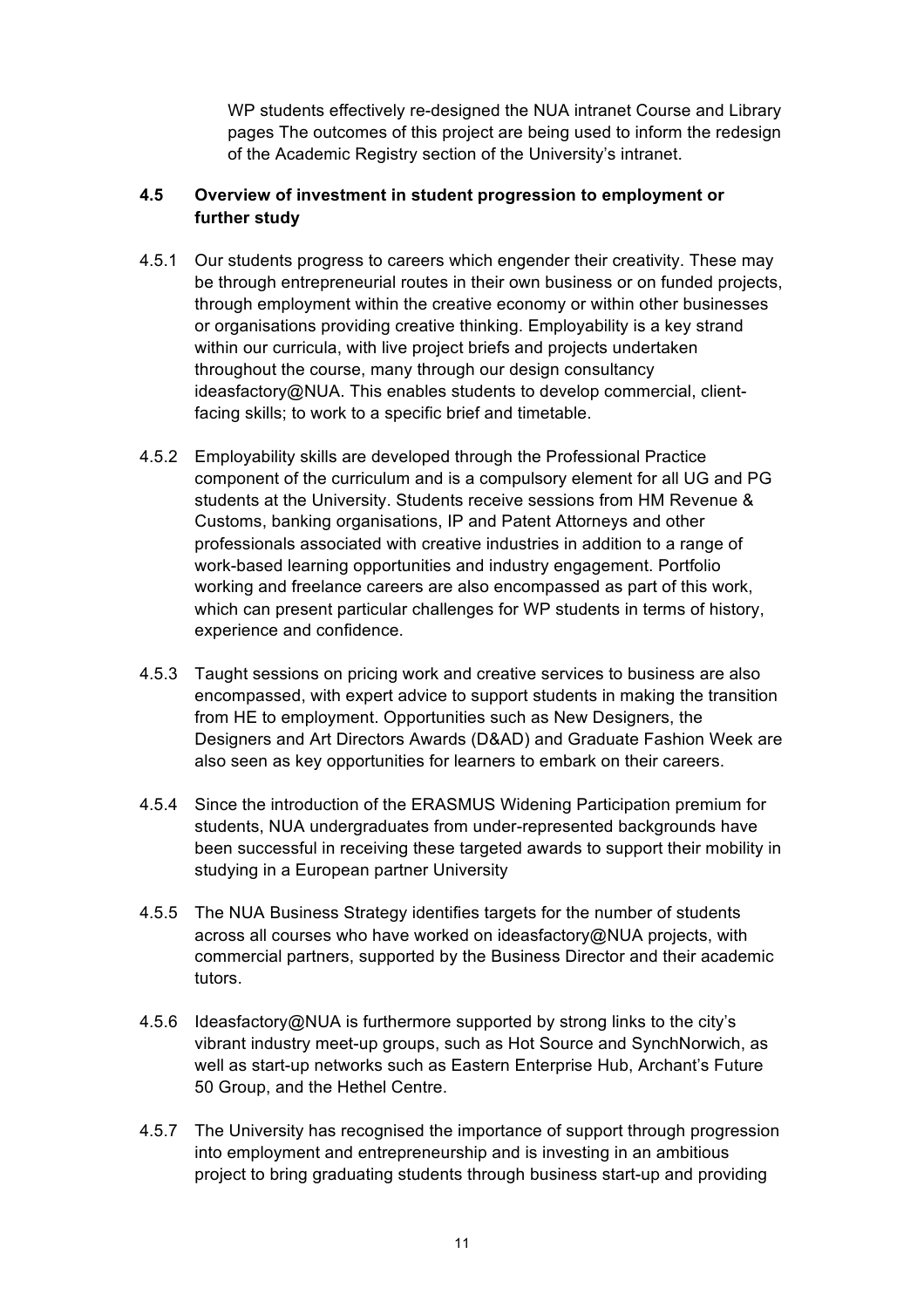WP students effectively re-designed the NUA intranet Course and Library pages The outcomes of this project are being used to inform the redesign of the Academic Registry section of the University's intranet.

### 4.5 Overview of investment in student progression to employment or further study

4.5.1 Our students progress to careers which engender their creativity. These may be through entrepreneurial routes in their own business or on funded projects, through employment within the creative economy or within other businesses or organisations providing creative thinking. Employability is a key strand within our curricula, with live project briefs and projects undertaken throughout the course, many through our design consultancy ideasfactory@NUA. This enables students to develop commercial, client-facing skills; to work to a specific brief and timetable.

4.5.2 Employability skills are developed through the Professional Practice component of the curriculum and is a compulsory element for all UG and PG students at the University. Students receive sessions from HM Revenue & Customs, banking organisations, IP and Patent Attorneys and other professionals associated with creative industries in addition to a range of work-based learning opportunities and industry engagement. Portfolio working and freelance careers are also encompassed as part of this work, which can present particular challenges for WP students in terms of history, experience and confidence.

4.5.3 Taught sessions on pricing work and creative services to business are also encompassed, with expert advice to support students in making the transition from HE to employment. Opportunities such as New Designers, the Designers and Art Directors Awards (D&AD) and Graduate Fashion Week are also seen as key opportunities for learners to embark on their careers.

4.5.4 Since the introduction of the ERASMUS Widening Participation premium for students, NUA undergraduates from under-represented backgrounds have been successful in receiving these targeted awards to support their mobility in studying in a European partner University

4.5.5 The NUA Business Strategy identifies targets for the number of students across all courses who have worked on ideasfactory@NUA projects, with commercial partners, supported by the Business Director and their academic tutors.

4.5.6 Ideasfactory@NUA is furthermore supported by strong links to the city's vibrant industry meet-up groups, such as Hot Source and SynchNorwich, as well as start-up networks such as Eastern Enterprise Hub, Archant's Future 50 Group, and the Hethel Centre.

4.5.7 The University has recognised the importance of support through progression into employment and entrepreneurship and is investing in an ambitious project to bring graduating students through business start-up and providing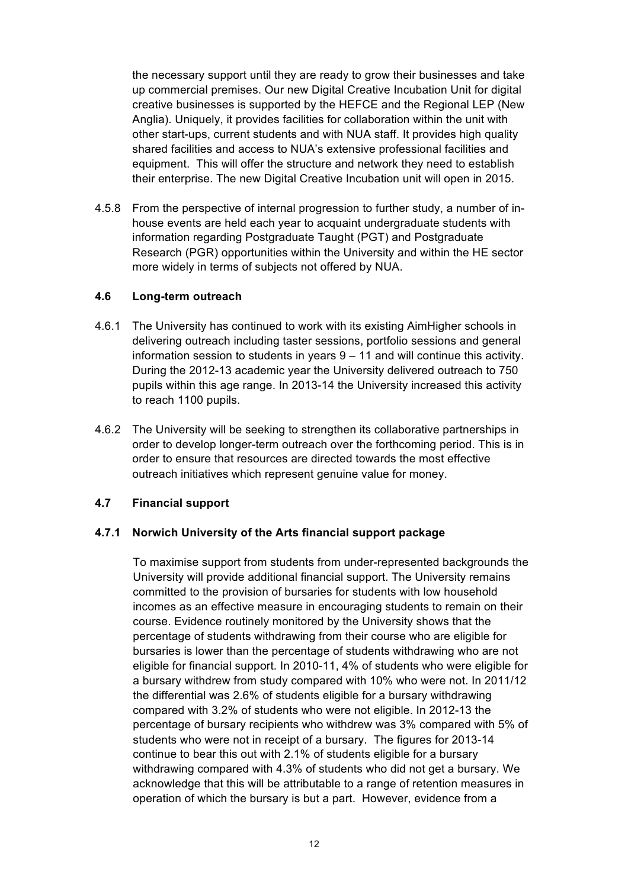the necessary support until they are ready to grow their businesses and take up commercial premises. Our new Digital Creative Incubation Unit for digital creative businesses is supported by the HEFCE and the Regional LEP (New Anglia). Uniquely, it provides facilities for collaboration within the unit with other start-ups, current students and with NUA staff. It provides high quality shared facilities and access to NUA's extensive professional facilities and equipment. This will offer the structure and network they need to establish their enterprise. The new Digital Creative Incubation unit will open in 2015.

4.5.8 From the perspective of internal progression to further study, a number of in-house events are held each year to acquaint undergraduate students with information regarding Postgraduate Taught (PGT) and Postgraduate Research (PGR) opportunities within the University and within the HE sector more widely in terms of subjects not offered by NUA.

### 4.6 Long-term outreach

4.6.1 The University has continued to work with its existing AimHigher schools in delivering outreach including taster sessions, portfolio sessions and general information session to students in years 9 – 11 and will continue this activity. During the 2012-13 academic year the University delivered outreach to 750 pupils within this age range. In 2013-14 the University increased this activity to reach 1100 pupils.

4.6.2 The University will be seeking to strengthen its collaborative partnerships in order to develop longer-term outreach over the forthcoming period. This is in order to ensure that resources are directed towards the most effective outreach initiatives which represent genuine value for money.

### 4.7 Financial support

#### 4.7.1 Norwich University of the Arts financial support package

To maximise support from students from under-represented backgrounds the University will provide additional financial support. The University remains committed to the provision of bursaries for students with low household incomes as an effective measure in encouraging students to remain on their course. Evidence routinely monitored by the University shows that the percentage of students withdrawing from their course who are eligible for bursaries is lower than the percentage of students withdrawing who are not eligible for financial support. In 2010-11, 4% of students who were eligible for a bursary withdrew from study compared with 10% who were not. In 2011/12 the differential was 2.6% of students eligible for a bursary withdrawing compared with 3.2% of students who were not eligible. In 2012-13 the percentage of bursary recipients who withdrew was 3% compared with 5% of students who were not in receipt of a bursary. The figures for 2013-14 continue to bear this out with 2.1% of students eligible for a bursary withdrawing compared with 4.3% of students who did not get a bursary. We acknowledge that this will be attributable to a range of retention measures in operation of which the bursary is but a part. However, evidence from a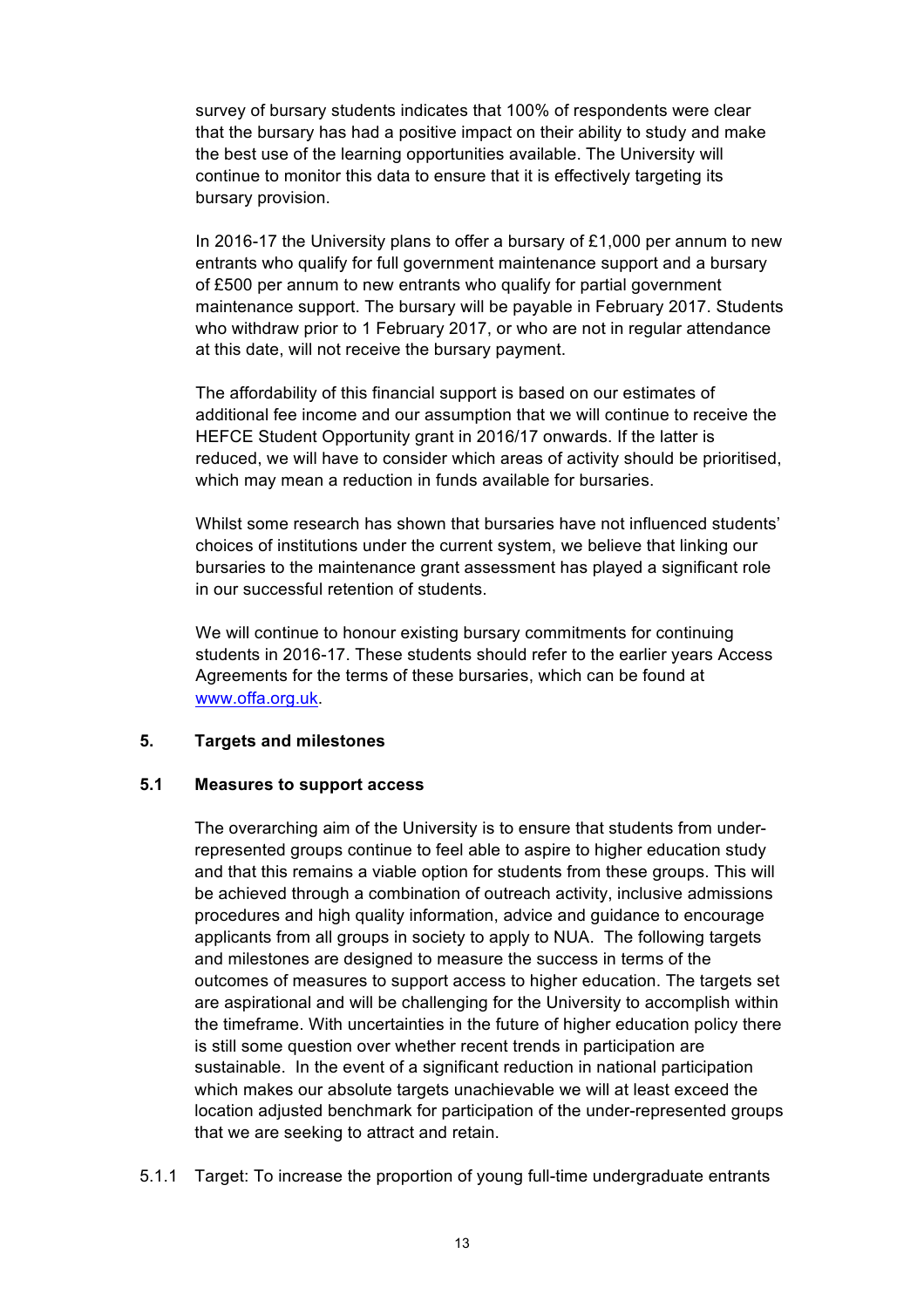survey of bursary students indicates that 100% of respondents were clear that the bursary has had a positive impact on their ability to study and make the best use of the learning opportunities available. The University will continue to monitor this data to ensure that it is effectively targeting its bursary provision.

In 2016-17 the University plans to offer a bursary of £1,000 per annum to new entrants who qualify for full government maintenance support and a bursary of £500 per annum to new entrants who qualify for partial government maintenance support. The bursary will be payable in February 2017. Students who withdraw prior to 1 February 2017, or who are not in regular attendance at this date, will not receive the bursary payment.

The affordability of this financial support is based on our estimates of additional fee income and our assumption that we will continue to receive the HEFCE Student Opportunity grant in 2016/17 onwards. If the latter is reduced, we will have to consider which areas of activity should be prioritised, which may mean a reduction in funds available for bursaries.

Whilst some research has shown that bursaries have not influenced students' choices of institutions under the current system, we believe that linking our bursaries to the maintenance grant assessment has played a significant role in our successful retention of students.

We will continue to honour existing bursary commitments for continuing students in 2016-17. These students should refer to the earlier years Access Agreements for the terms of these bursaries, which can be found at [www.offa.org.uk](http://www.offa.org.uk).

## 5. Targets and milestones

### 5.1 Measures to support access

The overarching aim of the University is to ensure that students from under-represented groups continue to feel able to aspire to higher education study and that this remains a viable option for students from these groups. This will be achieved through a combination of outreach activity, inclusive admissions procedures and high quality information, advice and guidance to encourage applicants from all groups in society to apply to NUA. The following targets and milestones are designed to measure the success in terms of the outcomes of measures to support access to higher education. The targets set are aspirational and will be challenging for the University to accomplish within the timeframe. With uncertainties in the future of higher education policy there is still some question over whether recent trends in participation are sustainable. In the event of a significant reduction in national participation which makes our absolute targets unachievable we will at least exceed the location adjusted benchmark for participation of the under-represented groups that we are seeking to attract and retain.

5.1.1 Target: To increase the proportion of young full-time undergraduate entrants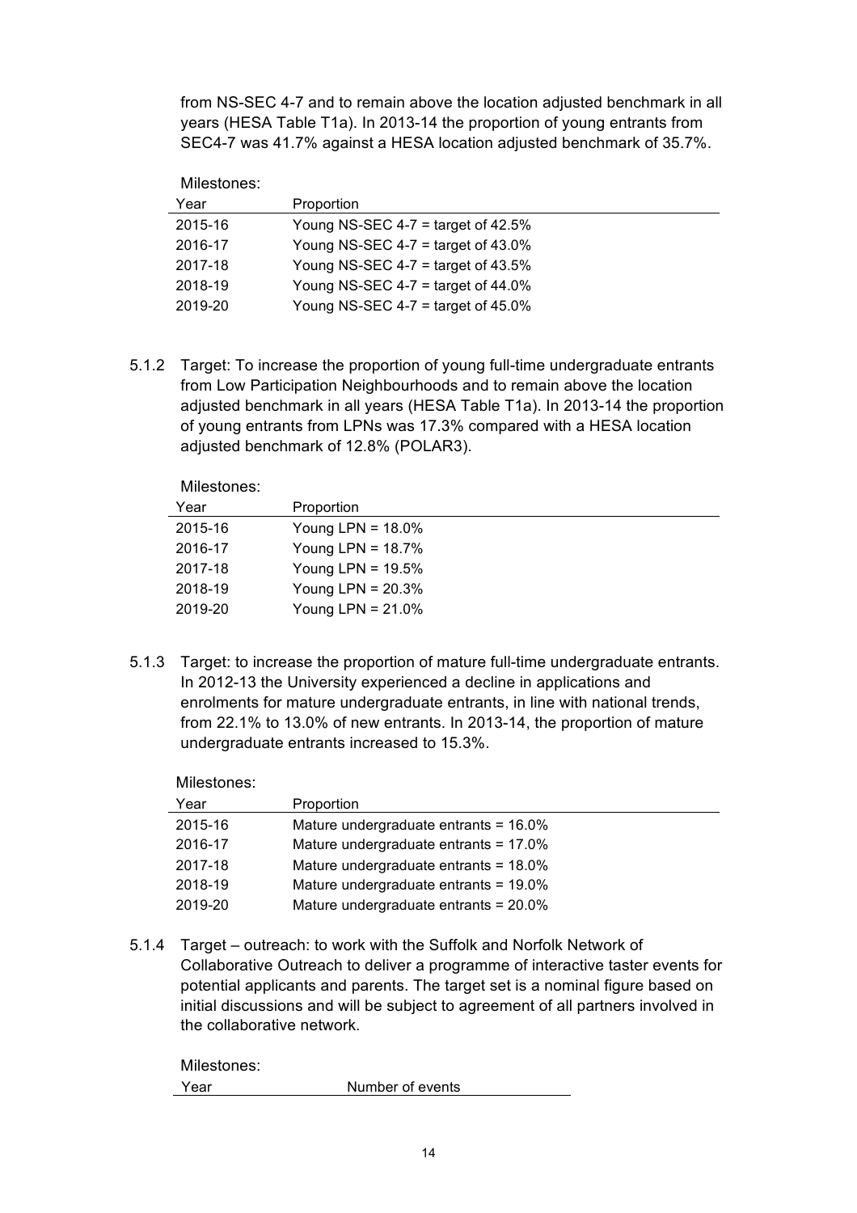from NS-SEC 4-7 and to remain above the location adjusted benchmark in all years (HESA Table T1a). In 2013-14 the proportion of young entrants from SEC4-7 was 41.7% against a HESA location adjusted benchmark of 35.7%.

Milestones:

| Year | Proportion |
|---|---|
| 2015-16 | Young NS-SEC 4-7 = target of 42.5% |
| 2016-17 | Young NS-SEC 4-7 = target of 43.0% |
| 2017-18 | Young NS-SEC 4-7 = target of 43.5% |
| 2018-19 | Young NS-SEC 4-7 = target of 44.0% |
| 2019-20 | Young NS-SEC 4-7 = target of 45.0% |

5.1.2 Target: To increase the proportion of young full-time undergraduate entrants from Low Participation Neighbourhoods and to remain above the location adjusted benchmark in all years (HESA Table T1a). In 2013-14 the proportion of young entrants from LPNs was 17.3% compared with a HESA location adjusted benchmark of 12.8% (POLAR3).

Milestones:

| Year | Proportion |
|---|---|
| 2015-16 | Young LPN = 18.0% |
| 2016-17 | Young LPN = 18.7% |
| 2017-18 | Young LPN = 19.5% |
| 2018-19 | Young LPN = 20.3% |
| 2019-20 | Young LPN = 21.0% |

5.1.3 Target: to increase the proportion of mature full-time undergraduate entrants. In 2012-13 the University experienced a decline in applications and enrolments for mature undergraduate entrants, in line with national trends, from 22.1% to 13.0% of new entrants. In 2013-14, the proportion of mature undergraduate entrants increased to 15.3%.

Milestones:

| Year | Proportion |
|---|---|
| 2015-16 | Mature undergraduate entrants = 16.0% |
| 2016-17 | Mature undergraduate entrants = 17.0% |
| 2017-18 | Mature undergraduate entrants = 18.0% |
| 2018-19 | Mature undergraduate entrants = 19.0% |
| 2019-20 | Mature undergraduate entrants = 20.0% |

5.1.4 Target – outreach: to work with the Suffolk and Norfolk Network of Collaborative Outreach to deliver a programme of interactive taster events for potential applicants and parents. The target set is a nominal figure based on initial discussions and will be subject to agreement of all partners involved in the collaborative network.

Milestones:

| Year | Number of events |
|---|---|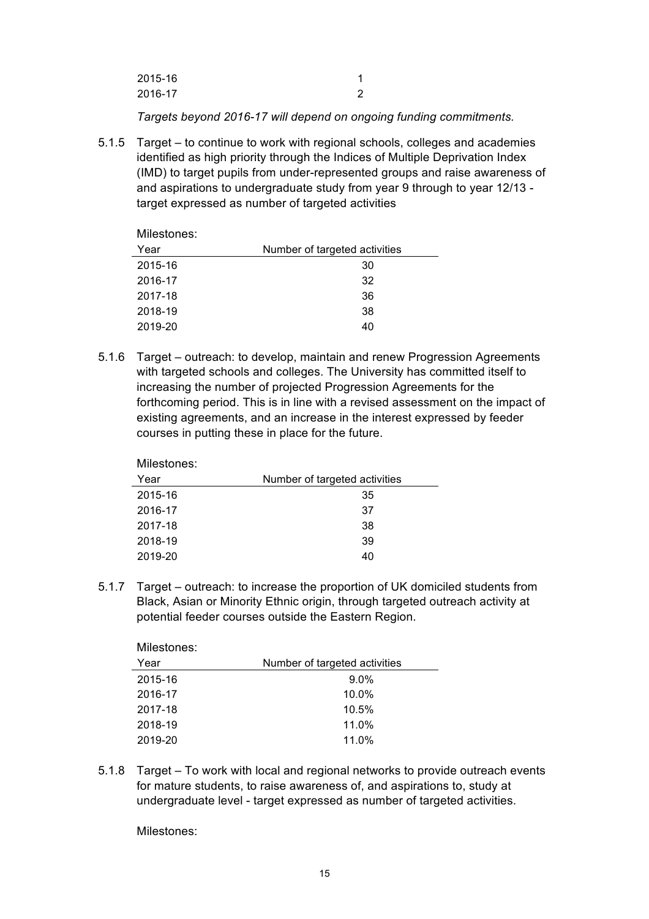| | |
|---|---|
| 2015-16 | 1 |
| 2016-17 | 2 |

*Targets beyond 2016-17 will depend on ongoing funding commitments.*

5.1.5 Target – to continue to work with regional schools, colleges and academies identified as high priority through the Indices of Multiple Deprivation Index (IMD) to target pupils from under-represented groups and raise awareness of and aspirations to undergraduate study from year 9 through to year 12/13 - target expressed as number of targeted activities

Milestones:

| Year | Number of targeted activities |
|---|---|
| 2015-16 | 30 |
| 2016-17 | 32 |
| 2017-18 | 36 |
| 2018-19 | 38 |
| 2019-20 | 40 |

5.1.6 Target – outreach: to develop, maintain and renew Progression Agreements with targeted schools and colleges. The University has committed itself to increasing the number of projected Progression Agreements for the forthcoming period. This is in line with a revised assessment on the impact of existing agreements, and an increase in the interest expressed by feeder courses in putting these in place for the future.

Milestones:

| Year | Number of targeted activities |
|---|---|
| 2015-16 | 35 |
| 2016-17 | 37 |
| 2017-18 | 38 |
| 2018-19 | 39 |
| 2019-20 | 40 |

5.1.7 Target – outreach: to increase the proportion of UK domiciled students from Black, Asian or Minority Ethnic origin, through targeted outreach activity at potential feeder courses outside the Eastern Region.

Milestones:

| Year | Number of targeted activities |
|---|---|
| 2015-16 | 9.0% |
| 2016-17 | 10.0% |
| 2017-18 | 10.5% |
| 2018-19 | 11.0% |
| 2019-20 | 11.0% |

5.1.8 Target – To work with local and regional networks to provide outreach events for mature students, to raise awareness of, and aspirations to, study at undergraduate level - target expressed as number of targeted activities.

Milestones: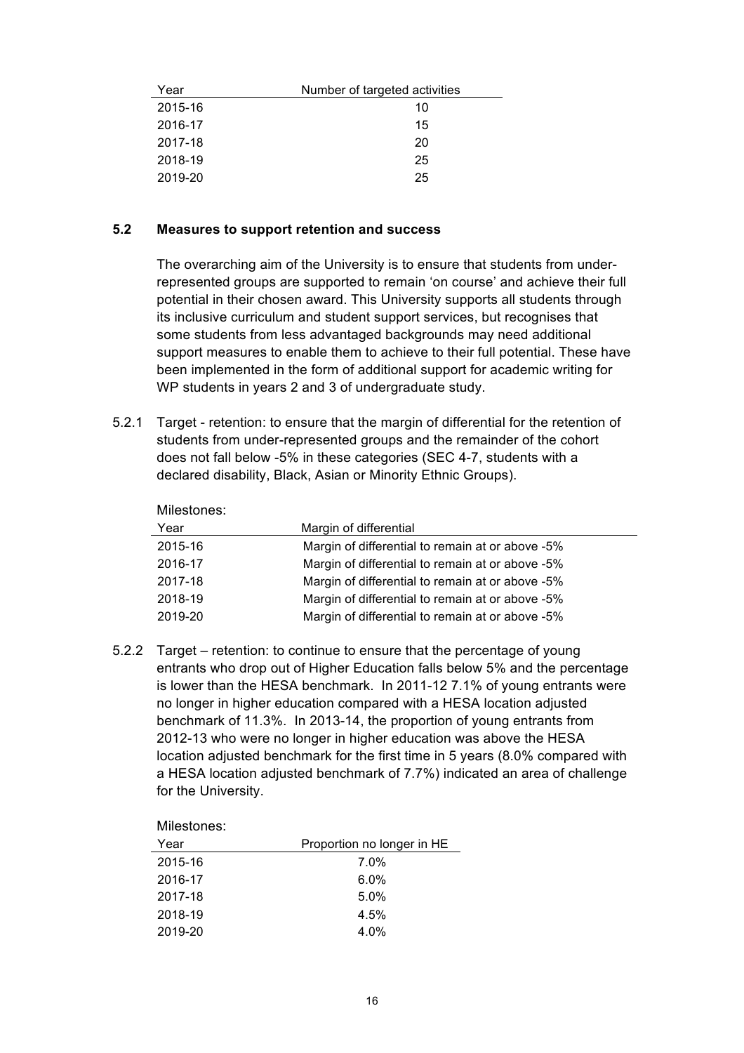| Year | Number of targeted activities |
| --- | --- |
| 2015-16 | 10 |
| 2016-17 | 15 |
| 2017-18 | 20 |
| 2018-19 | 25 |
| 2019-20 | 25 |

### 5.2 Measures to support retention and success

The overarching aim of the University is to ensure that students from under-represented groups are supported to remain 'on course' and achieve their full potential in their chosen award. This University supports all students through its inclusive curriculum and student support services, but recognises that some students from less advantaged backgrounds may need additional support measures to enable them to achieve to their full potential. These have been implemented in the form of additional support for academic writing for WP students in years 2 and 3 of undergraduate study.

5.2.1 Target - retention: to ensure that the margin of differential for the retention of students from under-represented groups and the remainder of the cohort does not fall below -5% in these categories (SEC 4-7, students with a declared disability, Black, Asian or Minority Ethnic Groups).

Milestones:

| Year | Margin of differential |
| --- | --- |
| 2015-16 | Margin of differential to remain at or above -5% |
| 2016-17 | Margin of differential to remain at or above -5% |
| 2017-18 | Margin of differential to remain at or above -5% |
| 2018-19 | Margin of differential to remain at or above -5% |
| 2019-20 | Margin of differential to remain at or above -5% |

5.2.2 Target – retention: to continue to ensure that the percentage of young entrants who drop out of Higher Education falls below 5% and the percentage is lower than the HESA benchmark. In 2011-12 7.1% of young entrants were no longer in higher education compared with a HESA location adjusted benchmark of 11.3%. In 2013-14, the proportion of young entrants from 2012-13 who were no longer in higher education was above the HESA location adjusted benchmark for the first time in 5 years (8.0% compared with a HESA location adjusted benchmark of 7.7%) indicated an area of challenge for the University.

Milestones:

| Year | Proportion no longer in HE |
| --- | --- |
| 2015-16 | 7.0% |
| 2016-17 | 6.0% |
| 2017-18 | 5.0% |
| 2018-19 | 4.5% |
| 2019-20 | 4.0% |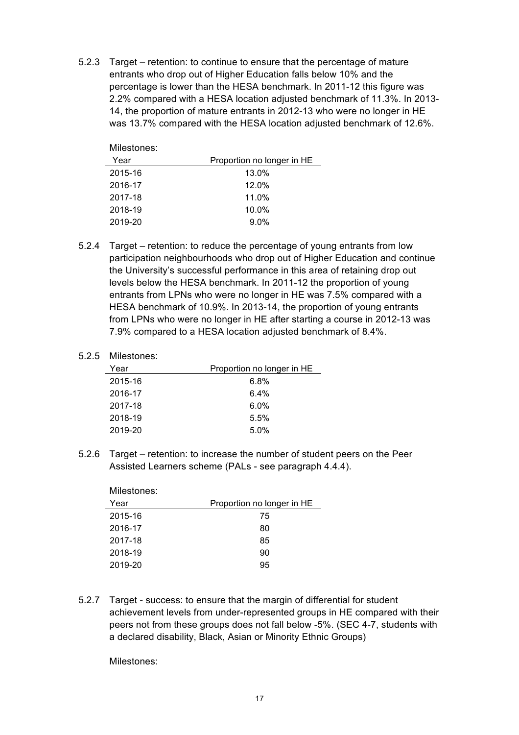5.2.3 Target – retention: to continue to ensure that the percentage of mature entrants who drop out of Higher Education falls below 10% and the percentage is lower than the HESA benchmark. In 2011-12 this figure was 2.2% compared with a HESA location adjusted benchmark of 11.3%. In 2013-14, the proportion of mature entrants in 2012-13 who were no longer in HE was 13.7% compared with the HESA location adjusted benchmark of 12.6%.

Milestones:

| Year | Proportion no longer in HE |
|---|---|
| 2015-16 | 13.0% |
| 2016-17 | 12.0% |
| 2017-18 | 11.0% |
| 2018-19 | 10.0% |
| 2019-20 | 9.0% |

5.2.4 Target – retention: to reduce the percentage of young entrants from low participation neighbourhoods who drop out of Higher Education and continue the University's successful performance in this area of retaining drop out levels below the HESA benchmark. In 2011-12 the proportion of young entrants from LPNs who were no longer in HE was 7.5% compared with a HESA benchmark of 10.9%. In 2013-14, the proportion of young entrants from LPNs who were no longer in HE after starting a course in 2012-13 was 7.9% compared to a HESA location adjusted benchmark of 8.4%.

5.2.5 Milestones:

| Year | Proportion no longer in HE |
|---|---|
| 2015-16 | 6.8% |
| 2016-17 | 6.4% |
| 2017-18 | 6.0% |
| 2018-19 | 5.5% |
| 2019-20 | 5.0% |

5.2.6 Target – retention: to increase the number of student peers on the Peer Assisted Learners scheme (PALs - see paragraph 4.4.4).

Milestones:

| Year | Proportion no longer in HE |
|---|---|
| 2015-16 | 75 |
| 2016-17 | 80 |
| 2017-18 | 85 |
| 2018-19 | 90 |
| 2019-20 | 95 |

5.2.7 Target - success: to ensure that the margin of differential for student achievement levels from under-represented groups in HE compared with their peers not from these groups does not fall below -5%. (SEC 4-7, students with a declared disability, Black, Asian or Minority Ethnic Groups)

Milestones: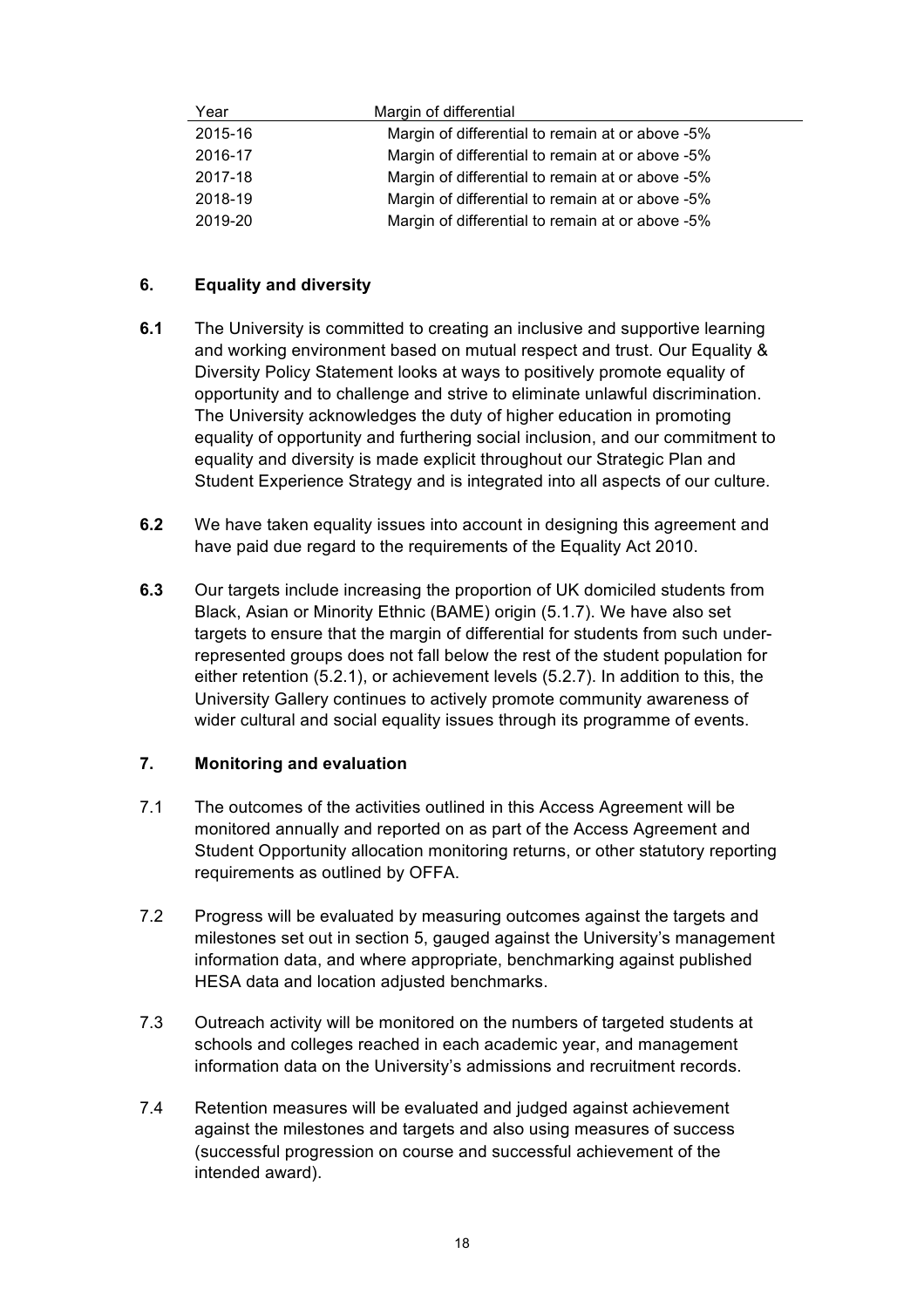| Year | Margin of differential |
|---|---|
| 2015-16 | Margin of differential to remain at or above -5% |
| 2016-17 | Margin of differential to remain at or above -5% |
| 2017-18 | Margin of differential to remain at or above -5% |
| 2018-19 | Margin of differential to remain at or above -5% |
| 2019-20 | Margin of differential to remain at or above -5% |

## 6. Equality and diversity

**6.1** The University is committed to creating an inclusive and supportive learning and working environment based on mutual respect and trust. Our Equality & Diversity Policy Statement looks at ways to positively promote equality of opportunity and to challenge and strive to eliminate unlawful discrimination. The University acknowledges the duty of higher education in promoting equality of opportunity and furthering social inclusion, and our commitment to equality and diversity is made explicit throughout our Strategic Plan and Student Experience Strategy and is integrated into all aspects of our culture.

**6.2** We have taken equality issues into account in designing this agreement and have paid due regard to the requirements of the Equality Act 2010.

**6.3** Our targets include increasing the proportion of UK domiciled students from Black, Asian or Minority Ethnic (BAME) origin (5.1.7). We have also set targets to ensure that the margin of differential for students from such under-represented groups does not fall below the rest of the student population for either retention (5.2.1), or achievement levels (5.2.7). In addition to this, the University Gallery continues to actively promote community awareness of wider cultural and social equality issues through its programme of events.

## 7. Monitoring and evaluation

7.1 The outcomes of the activities outlined in this Access Agreement will be monitored annually and reported on as part of the Access Agreement and Student Opportunity allocation monitoring returns, or other statutory reporting requirements as outlined by OFFA.

7.2 Progress will be evaluated by measuring outcomes against the targets and milestones set out in section 5, gauged against the University's management information data, and where appropriate, benchmarking against published HESA data and location adjusted benchmarks.

7.3 Outreach activity will be monitored on the numbers of targeted students at schools and colleges reached in each academic year, and management information data on the University's admissions and recruitment records.

7.4 Retention measures will be evaluated and judged against achievement against the milestones and targets and also using measures of success (successful progression on course and successful achievement of the intended award).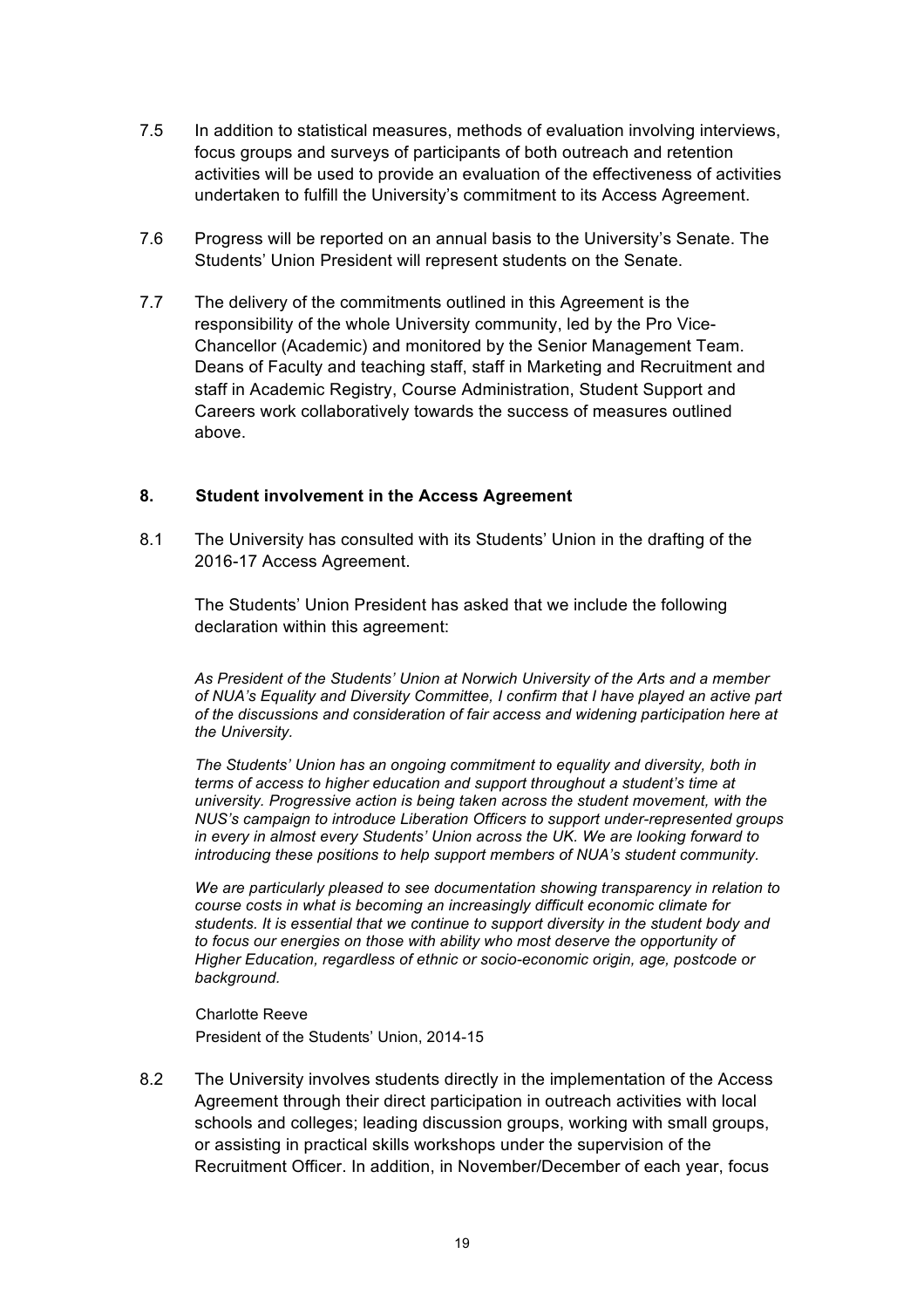7.5 In addition to statistical measures, methods of evaluation involving interviews, focus groups and surveys of participants of both outreach and retention activities will be used to provide an evaluation of the effectiveness of activities undertaken to fulfill the University's commitment to its Access Agreement.

7.6 Progress will be reported on an annual basis to the University's Senate. The Students' Union President will represent students on the Senate.

7.7 The delivery of the commitments outlined in this Agreement is the responsibility of the whole University community, led by the Pro Vice-Chancellor (Academic) and monitored by the Senior Management Team. Deans of Faculty and teaching staff, staff in Marketing and Recruitment and staff in Academic Registry, Course Administration, Student Support and Careers work collaboratively towards the success of measures outlined above.

## 8. Student involvement in the Access Agreement

8.1 The University has consulted with its Students' Union in the drafting of the 2016-17 Access Agreement.

The Students' Union President has asked that we include the following declaration within this agreement:

*As President of the Students' Union at Norwich University of the Arts and a member of NUA's Equality and Diversity Committee, I confirm that I have played an active part of the discussions and consideration of fair access and widening participation here at the University.*

*The Students' Union has an ongoing commitment to equality and diversity, both in terms of access to higher education and support throughout a student's time at university. Progressive action is being taken across the student movement, with the NUS's campaign to introduce Liberation Officers to support under-represented groups in every in almost every Students' Union across the UK. We are looking forward to introducing these positions to help support members of NUA's student community.*

*We are particularly pleased to see documentation showing transparency in relation to course costs in what is becoming an increasingly difficult economic climate for students. It is essential that we continue to support diversity in the student body and to focus our energies on those with ability who most deserve the opportunity of Higher Education, regardless of ethnic or socio-economic origin, age, postcode or background.*

Charlotte Reeve
President of the Students' Union, 2014-15

8.2 The University involves students directly in the implementation of the Access Agreement through their direct participation in outreach activities with local schools and colleges; leading discussion groups, working with small groups, or assisting in practical skills workshops under the supervision of the Recruitment Officer. In addition, in November/December of each year, focus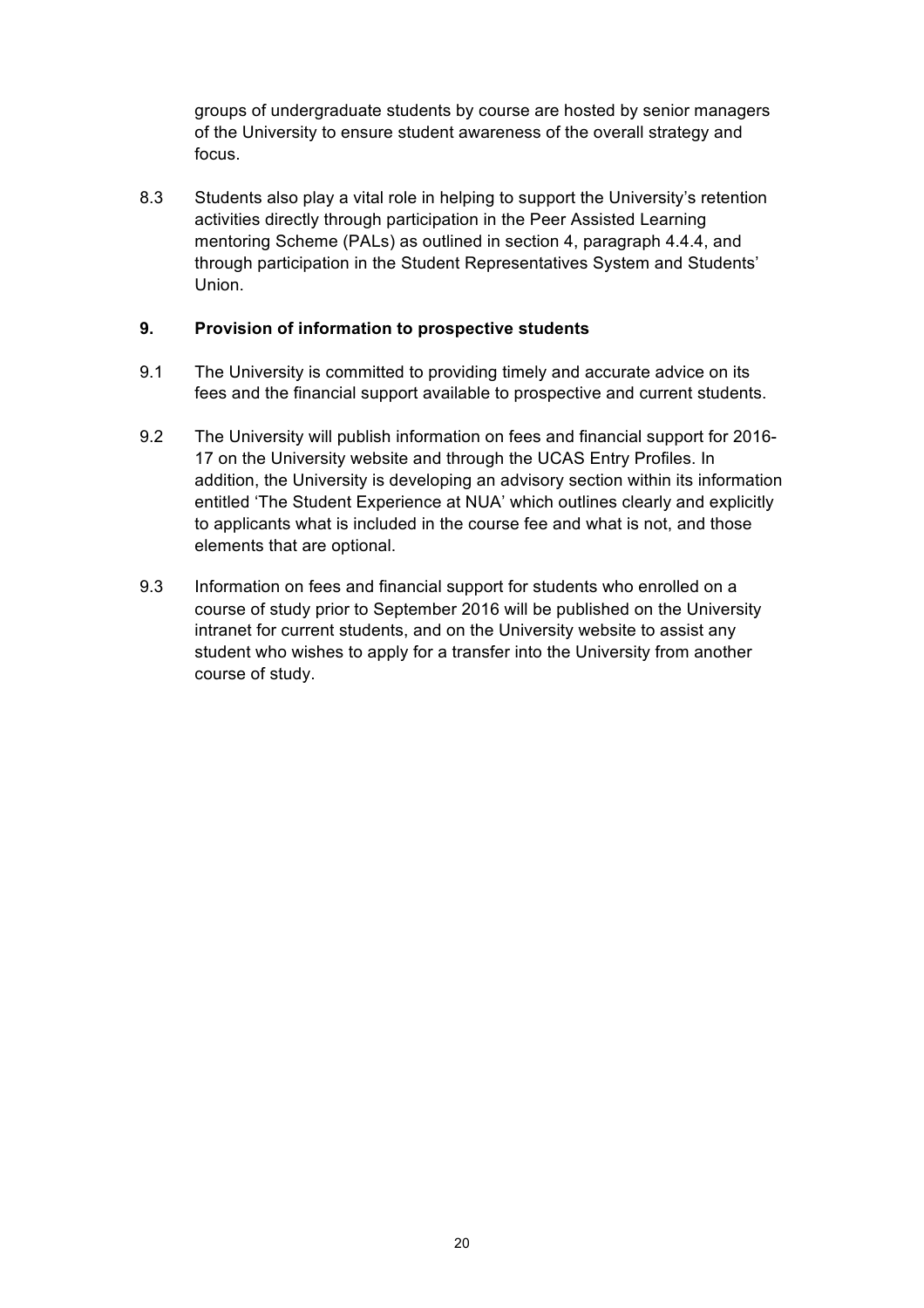groups of undergraduate students by course are hosted by senior managers of the University to ensure student awareness of the overall strategy and focus.

8.3 Students also play a vital role in helping to support the University's retention activities directly through participation in the Peer Assisted Learning mentoring Scheme (PALs) as outlined in section 4, paragraph 4.4.4, and through participation in the Student Representatives System and Students' Union.

## 9. Provision of information to prospective students

9.1 The University is committed to providing timely and accurate advice on its fees and the financial support available to prospective and current students.

9.2 The University will publish information on fees and financial support for 2016-17 on the University website and through the UCAS Entry Profiles. In addition, the University is developing an advisory section within its information entitled 'The Student Experience at NUA' which outlines clearly and explicitly to applicants what is included in the course fee and what is not, and those elements that are optional.

9.3 Information on fees and financial support for students who enrolled on a course of study prior to September 2016 will be published on the University intranet for current students, and on the University website to assist any student who wishes to apply for a transfer into the University from another course of study.